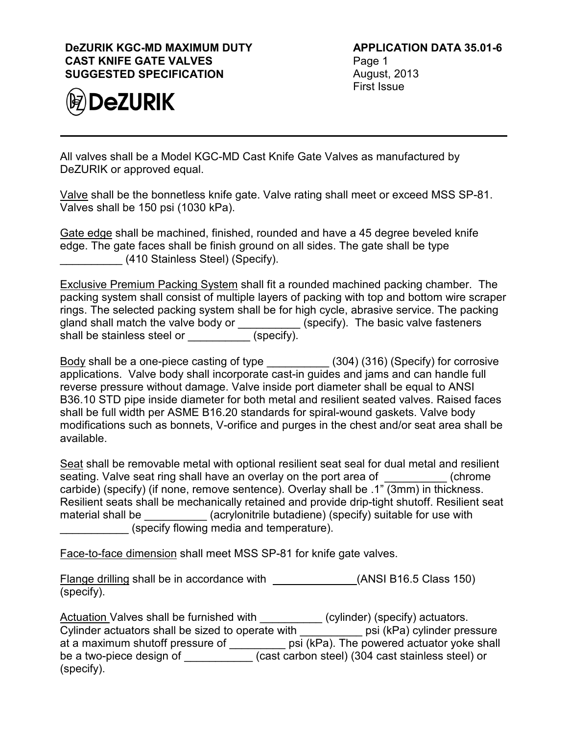# DeZURIK KGC-MD MAXIMUM DUTY CAST KNIFE GATE VALVES SUGGESTED SPECIFICATION

**APPLICATION DATA 35.01-6**
Page 1
August, 2013
First Issue

DeZURIK

---

All valves shall be a Model KGC-MD Cast Knife Gate Valves as manufactured by DeZURIK or approved equal.

<u>Valve</u> shall be the bonnetless knife gate. Valve rating shall meet or exceed MSS SP-81. Valves shall be 150 psi (1030 kPa).

<u>Gate edge</u> shall be machined, finished, rounded and have a 45 degree beveled knife edge. The gate faces shall be finish ground on all sides. The gate shall be type __________ (410 Stainless Steel) (Specify).

<u>Exclusive Premium Packing System</u> shall fit a rounded machined packing chamber. The packing system shall consist of multiple layers of packing with top and bottom wire scraper rings. The selected packing system shall be for high cycle, abrasive service. The packing gland shall match the valve body or __________ (specify). The basic valve fasteners shall be stainless steel or __________ (specify).

<u>Body</u> shall be a one-piece casting of type __________ (304) (316) (Specify) for corrosive applications. Valve body shall incorporate cast-in guides and jams and can handle full reverse pressure without damage. Valve inside port diameter shall be equal to ANSI B36.10 STD pipe inside diameter for both metal and resilient seated valves. Raised faces shall be full width per ASME B16.20 standards for spiral-wound gaskets. Valve body modifications such as bonnets, V-orifice and purges in the chest and/or seat area shall be available.

<u>Seat</u> shall be removable metal with optional resilient seat seal for dual metal and resilient seating. Valve seat ring shall have an overlay on the port area of __________ (chrome carbide) (specify) (if none, remove sentence). Overlay shall be .1" (3mm) in thickness. Resilient seats shall be mechanically retained and provide drip-tight shutoff. Resilient seat material shall be __________ (acrylonitrile butadiene) (specify) suitable for use with ___________ (specify flowing media and temperature).

<u>Face-to-face dimension</u> shall meet MSS SP-81 for knife gate valves.

<u>Flange drilling</u> shall be in accordance with ______________(ANSI B16.5 Class 150) (specify).

<u>Actuation</u> Valves shall be furnished with __________ (cylinder) (specify) actuators. Cylinder actuators shall be sized to operate with __________ psi (kPa) cylinder pressure at a maximum shutoff pressure of _________ psi (kPa). The powered actuator yoke shall be a two-piece design of ___________ (cast carbon steel) (304 cast stainless steel) or (specify).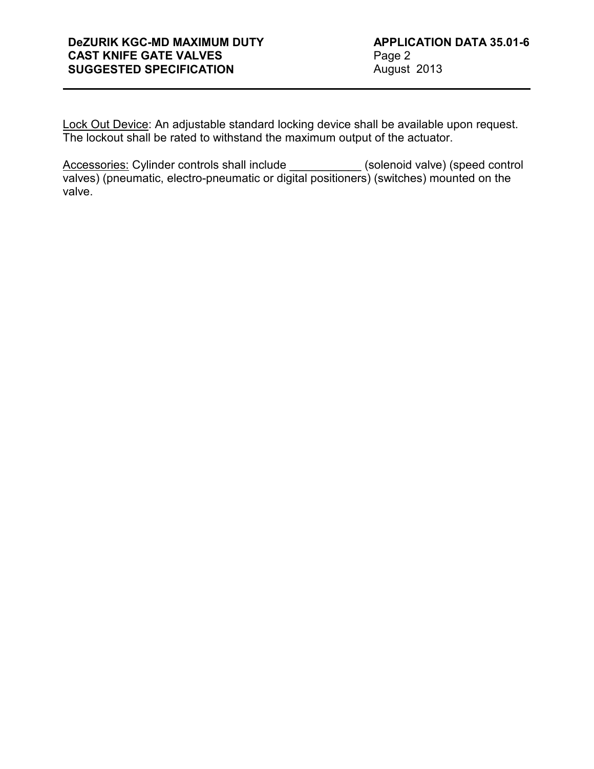<u>Lock Out Device</u>: An adjustable standard locking device shall be available upon request. The lockout shall be rated to withstand the maximum output of the actuator.

<u>Accessories:</u> Cylinder controls shall include ___________ (solenoid valve) (speed control valves) (pneumatic, electro-pneumatic or digital positioners) (switches) mounted on the valve.